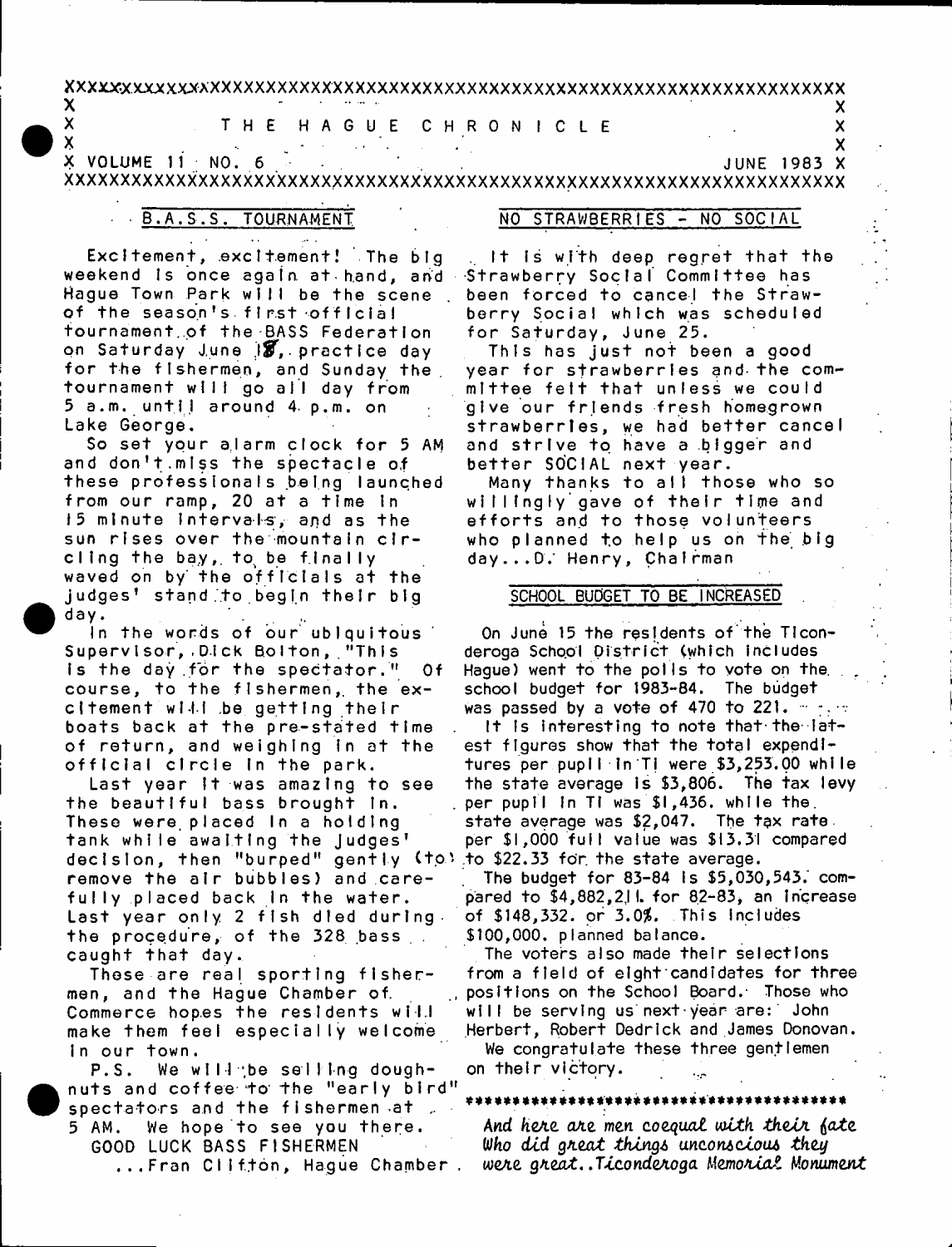# THE HAGUE CHRONICLE

VOLUME 11 NO. 6 — JUNE 1983

## B.A.S.S. TOURNAMENT

Excitement, excitement! The big weekend is once again at hand, and Hague Town Park will be the scene of the season's first official tournament of the BASS Federation on Saturday June 18, practice day for the fishermen, and Sunday the tournament will go all day from 5 a.m. until around 4 p.m. on Lake George.

So set your alarm clock for 5 AM and don't miss the spectacle of these professionals being launched from our ramp, 20 at a time in 15 minute intervals, and as the sun rises over the mountain circling the bay, to be finally waved on by the officials at the judges' stand to begin their big day.

In the words of our ubiquitous Supervisor, Dick Bolton, "This is the day for the spectator." Of course, to the fishermen, the excitement will be getting their boats back at the pre-stated time of return, and weighing in at the official circle in the park.

Last year it was amazing to see the beautiful bass brought in. These were placed in a holding tank while awaiting the judges' decision, then "burped" gently (to remove the air bubbles) and carefully placed back in the water. Last year only 2 fish died during the procedure, of the 328 bass caught that day.

These are real sporting fishermen, and the Hague Chamber of Commerce hopes the residents will make them feel especially welcome in our town.

P.S. We will be selling doughnuts and coffee to the "early bird" spectators and the fishermen at 5 AM. We hope to see you there.

GOOD LUCK BASS FISHERMEN

...Fran Clifton, Hague Chamber

## NO STRAWBERRIES - NO SOCIAL

It is with deep regret that the Strawberry Social Committee has been forced to cancel the Strawberry Social which was scheduled for Saturday, June 25.

This has just not been a good year for strawberries and the committee felt that unless we could give our friends fresh homegrown strawberries, we had better cancel and strive to have a bigger and better SOCIAL next year.

Many thanks to all those who so willingly gave of their time and efforts and to those volunteers who planned to help us on the big day...D. Henry, Chairman

## SCHOOL BUDGET TO BE INCREASED

On June 15 the residents of the Ticonderoga School District (which includes Hague) went to the polls to vote on the school budget for 1983-84. The budget was passed by a vote of 470 to 221.

It is interesting to note that the latest figures show that the total expenditures per pupil in TI were $3,253.00 while the state average is $3,806. The tax levy per pupil in TI was $1,436. while the state average was $2,047. The tax rate per $1,000 full value was $13.31 compared to $22.33 for the state average.

The budget for 83-84 is $5,030,543. compared to $4,882,211. for 82-83, an increase of $148,332. or 3.0%. This includes $100,000. planned balance.

The voters also made their selections from a field of eight candidates for three positions on the School Board. Those who will be serving us next year are: John Herbert, Robert Dedrick and James Donovan.

We congratulate these three gentlemen on their victory.

*And here are men coequal with their fate Who did great things unconscious they were great..Ticonderoga Memorial Monument*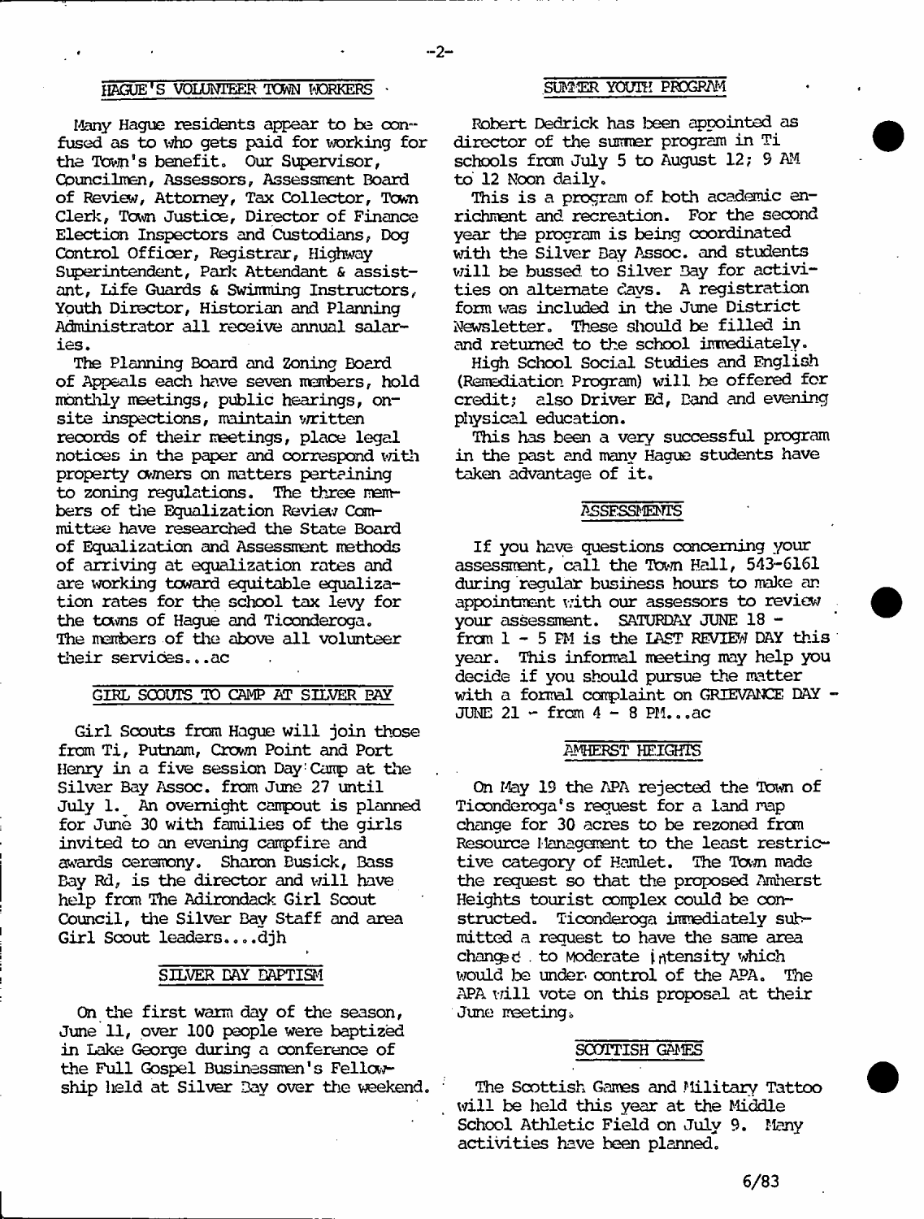## HAGUE'S VOLUNTEER TOWN WORKERS

Many Hague residents appear to be confused as to who gets paid for working for the Town's benefit. Our Supervisor, Councilmen, Assessors, Assessment Board of Review, Attorney, Tax Collector, Town Clerk, Town Justice, Director of Finance Election Inspectors and Custodians, Dog Control Officer, Registrar, Highway Superintendent, Park Attendant & assistant, Life Guards & Swimming Instructors, Youth Director, Historian and Planning Administrator all receive annual salaries.

The Planning Board and Zoning Board of Appeals each have seven members, hold monthly meetings, public hearings, on-site inspections, maintain written records of their meetings, place legal notices in the paper and correspond with property owners on matters pertaining to zoning regulations. The three members of the Equalization Review Committee have researched the State Board of Equalization and Assessment methods of arriving at equalization rates and are working toward equitable equalization rates for the school tax levy for the towns of Hague and Ticonderoga. The members of the above all volunteer their services...ac

## GIRL SCOUTS TO CAMP AT SILVER BAY

Girl Scouts from Hague will join those from Ti, Putnam, Crown Point and Port Henry in a five session Day Camp at the Silver Bay Assoc. from June 27 until July 1. An overnight campout is planned for June 30 with families of the girls invited to an evening campfire and awards ceremony. Sharon Busick, Bass Bay Rd, is the director and will have help from The Adirondack Girl Scout Council, the Silver Bay Staff and area Girl Scout leaders....djh

## SILVER BAY BAPTISM

On the first warm day of the season, June 11, over 100 people were baptized in Lake George during a conference of the Full Gospel Businessmen's Fellowship held at Silver Bay over the weekend.

## SUMMER YOUTH PROGRAM

Robert Dedrick has been appointed as director of the summer program in Ti schools from July 5 to August 12; 9 AM to 12 Noon daily.

This is a program of both academic enrichment and recreation. For the second year the program is being coordinated with the Silver Bay Assoc. and students will be bussed to Silver Bay for activities on alternate days. A registration form was included in the June District Newsletter. These should be filled in and returned to the school immediately.

High School Social Studies and English (Remediation Program) will be offered for credit; also Driver Ed, Band and evening physical education.

This has been a very successful program in the past and many Hague students have taken advantage of it.

## ASSESSMENTS

If you have questions concerning your assessment, call the Town Hall, 543-6161 during regular business hours to make an appointment with our assessors to review your assessment. SATURDAY JUNE 18 - from 1 - 5 PM is the LAST REVIEW DAY this year. This informal meeting may help you decide if you should pursue the matter with a formal complaint on GRIEVANCE DAY - JUNE 21 - from 4 - 8 PM...ac

## AMHERST HEIGHTS

On May 19 the APA rejected the Town of Ticonderoga's request for a land map change for 30 acres to be rezoned from Resource Management to the least restrictive category of Hamlet. The Town made the request so that the proposed Amherst Heights tourist complex could be constructed. Ticonderoga immediately submitted a request to have the same area changed to Moderate intensity which would be under control of the APA. The APA will vote on this proposal at their June meeting.

## SCOTTISH GAMES

The Scottish Games and Military Tattoo will be held this year at the Middle School Athletic Field on July 9. Many activities have been planned.

6/83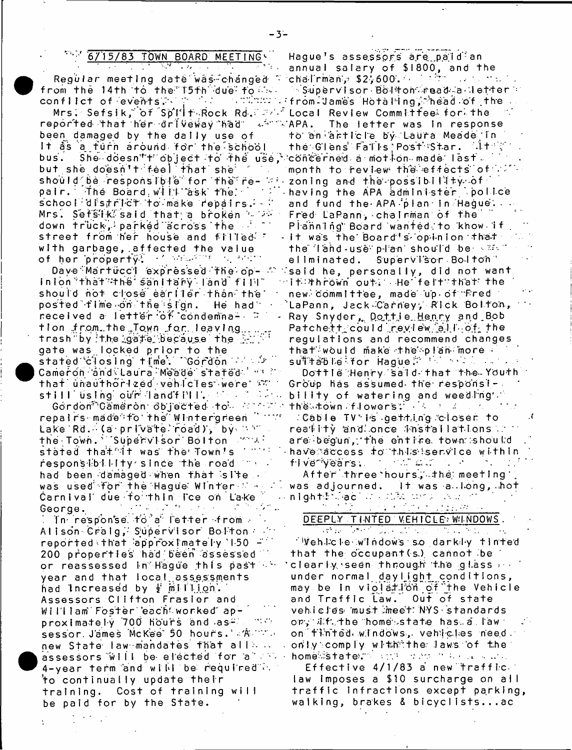## 6/15/83 TOWN BOARD MEETING

Regular meeting date was changed from the 14th to the 15th due to conflict of events.

Mrs. Sefsik, of Split Rock Rd. reported that her driveway had been damaged by the daily use of it as a turn around for the school bus. She doesn't object to the use, but she doesn't feel that she should be responsible for the repair. The Board will ask the school district to make repairs. Mrs. Sefsik said that a broken down truck, parked across the street from her house and filled with garbage, affected the value of her property.

Dave Martucci expressed the opinion that the sanitary land fill should not close earlier than the posted time on the sign. He had received a letter of condemnation from the Town for leaving trash by the gate because the gate was locked prior to the stated closing time. Gordon Cameron and Laura Meade stated that unauthorized vehicles were still using our landfill.

Gordon Cameron objected to repairs made to the Wintergreen Lake Rd. (a private road), by the Town. Supervisor Bolton stated that it was the Town's responsibility since the road had been damaged when that site was used for the Hague Winter Carnival due to thin ice on Lake George.

In response to a letter from Alison Craig, Supervisor Bolton reported that approximately 150 - 200 properties had been assessed or reassessed in Hague this past year and that local assessments had increased by ½ million. Assessors Clifton Frasier and William Foster each worked approximately 700 hours and assessor James McKee 50 hours. A new State law mandates that all assessors will be elected for a 4-year term and will be required to continually update their training. Cost of training will be paid for by the State. Hague's assessors are paid an annual salary of $1800, and the chairman, $2,600.

Supervisor Bolton read a letter from James Hotaling, head of the Local Review Committee for the APA. The letter was in response to an article by Laura Meade in the Glens Falls Post Star. It concerned a motion made last month to review the effects of zoning and the possibility of having the APA administer police and fund the APA plan in Hague. Fred LaPann, chairman of the Planning Board wanted to know if it was the Board's opinion that the land-use plan should be eliminated. Supervisor Bolton said he, personally, did not want it thrown out. He felt that the new committee, made up of Fred LaPann, Jack Carney, Rick Bolton, Ray Snyder, Dottie Henry and Bob Patchett could review all of the regulations and recommend changes that would make the plan more suitable for Hague.

Dottie Henry said that the Youth Group has assumed the responsibility of watering and weeding the town flowers.

Cable TV is getting closer to reality and once installations are begun, the entire town should have access to this service within five years.

After three hours, the meeting was adjourned. It was a long, hot night! ...ac

## DEEPLY TINTED VEHICLE WINDOWS

Vehicle windows so darkly tinted that the occupant(s) cannot be clearly seen through the glass under normal daylight conditions, may be in violation of the Vehicle and Traffic Law. Out of state vehicles must meet NYS standards or, if the home state has a law on tinted windows, vehicles need only comply with the laws of the home state.

Effective 4/1/83 a new traffic law imposes a $10 surcharge on all traffic infractions except parking, walking, brakes & bicyclists...ac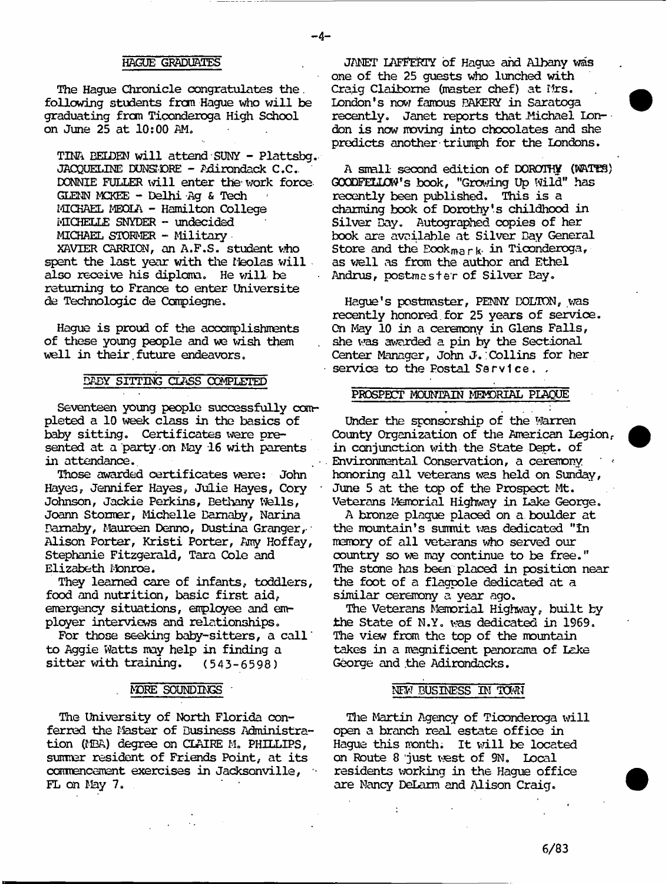## HAGUE GRADUATES

The Hague Chronicle congratulates the following students from Hague who will be graduating from Ticonderoga High School on June 25 at 10:00 AM.

TINA BELDEN will attend SUNY - Plattsbg.
JACQUELINE DUNSMORE - Adirondack C.C.
DONNIE FULLER will enter the work force
GLENN MCKEE - Delhi Ag & Tech
MICHAEL MEOLA - Hamilton College
MICHELLE SNYDER - undecided
MICHAEL STORMER - Military

XAVIER CARRION, an A.F.S. student who spent the last year with the Meolas will also receive his diploma. He will be returning to France to enter Universite de Technologie de Compiegne.

Hague is proud of the accomplishments of these young people and we wish them well in their future endeavors.

## BABY SITTING CLASS COMPLETED

Seventeen young people successfully completed a 10 week class in the basics of baby sitting. Certificates were presented at a party on May 16 with parents in attendance.

Those awarded certificates were: John Hayes, Jennifer Hayes, Julie Hayes, Cory Johnson, Jackie Perkins, Bethany Wells, Joann Stormer, Michelle Barnaby, Narina Barnaby, Maureen Denno, Dustina Granger, Alison Porter, Kristi Porter, Amy Hoffay, Stephanie Fitzgerald, Tara Cole and Elizabeth Monroe.

They learned care of infants, toddlers, food and nutrition, basic first aid, emergency situations, employee and employer interviews and relationships.

For those seeking baby-sitters, a call to Aggie Watts may help in finding a sitter with training. (543-6598)

## MORE SOUNDINGS

The University of North Florida conferred the Master of Business Administration (MBA) degree on CLAIRE M. PHILLIPS, summer resident of Friends Point, at its commencement exercises in Jacksonville, FL on May 7.

JANET LAFFERTY of Hague and Albany was one of the 25 guests who lunched with Craig Claiborne (master chef) at Mrs. London's now famous BAKERY in Saratoga recently. Janet reports that Michael London is now moving into chocolates and she predicts another triumph for the Londons.

A small second edition of DOROTHY (WATES) GOODFELLOW's book, "Growing Up Wild" has recently been published. This is a charming book of Dorothy's childhood in Silver Bay. Autographed copies of her book are available at Silver Bay General Store and the Bookmark in Ticonderoga, as well as from the author and Ethel Andrus, postmaster of Silver Bay.

Hague's postmaster, PENNY DOLTON, was recently honored for 25 years of service. On May 10 in a ceremony in Glens Falls, she was awarded a pin by the Sectional Center Manager, John J. Collins for her service to the Postal Service.

## PROSPECT MOUNTAIN MEMORIAL PLAQUE

Under the sponsorship of the Warren County Organization of the American Legion, in conjunction with the State Dept. of Environmental Conservation, a ceremony honoring all veterans was held on Sunday, June 5 at the top of the Prospect Mt. Veterans Memorial Highway in Lake George.

A bronze plaque placed on a boulder at the mountain's summit was dedicated "In memory of all veterans who served our country so we may continue to be free." The stone has been placed in position near the foot of a flagpole dedicated at a similar ceremony a year ago.

The Veterans Memorial Highway, built by the State of N.Y. was dedicated in 1969. The view from the top of the mountain takes in a magnificent panorama of Lake George and the Adirondacks.

## NEW BUSINESS IN TOWN

The Martin Agency of Ticonderoga will open a branch real estate office in Hague this month. It will be located on Route 8 just west of 9N. Local residents working in the Hague office are Nancy DeLarm and Alison Craig.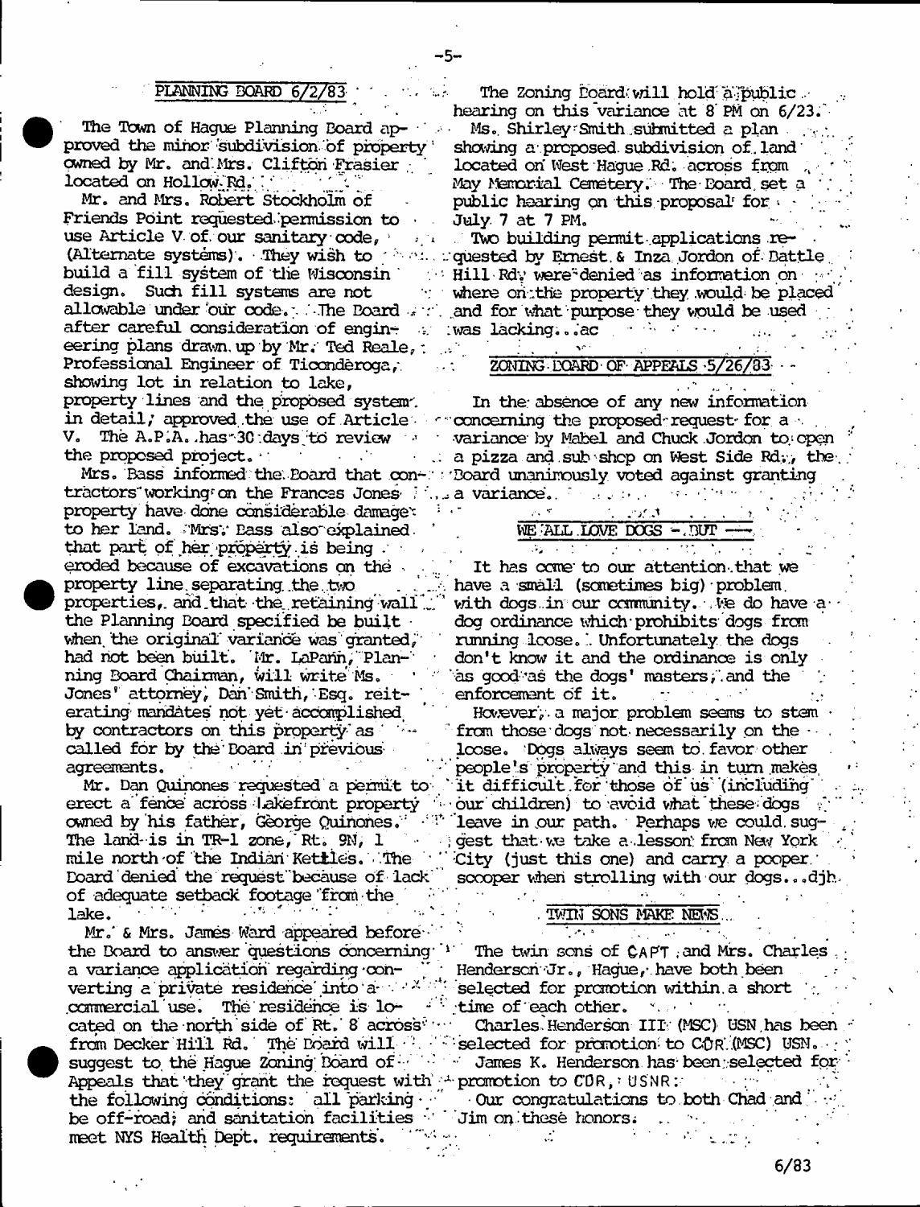## PLANNING BOARD 6/2/83

The Town of Hague Planning Board approved the minor subdivision of property owned by Mr. and Mrs. Clifton Frasier located on Hollow Rd.

Mr. and Mrs. Robert Stockholm of Friends Point requested permission to use Article V of our sanitary code, (Alternate systems). They wish to build a fill system of the Wisconsin design. Such fill systems are not allowable under our code. The Board after careful consideration of engineering plans drawn up by Mr. Ted Reale, Professional Engineer of Ticonderoga, showing lot in relation to lake, property lines and the proposed system in detail; approved the use of Article V. The A.P.A. has 30 days to review the proposed project.

Mrs. Bass informed the Board that contractors working on the Frances Jones property have done considerable damage to her land. Mrs. Bass also explained that part of her property is being eroded because of excavations on the property line separating the two properties, and that the retaining wall the Planning Board specified be built when the original variance was granted, had not been built. Mr. LaPann, Planning Board Chairman, will write Ms. Jones' attorney, Dan Smith, Esq. reiterating mandates not yet accomplished by contractors on this property as called for by the Board in previous agreements.

Mr. Dan Quinones requested a permit to erect a fence across lakefront property owned by his father, George Quinones. The land is in TR-1 zone, Rt. 9N, 1 mile north of the Indian Kettles. The Board denied the request because of lack of adequate setback footage from the lake.

Mr. & Mrs. James Ward appeared before the Board to answer questions concerning a variance application regarding converting a private residence into a commercial use. The residence is located on the north side of Rt. 8 across from Decker Hill Rd. The Board will suggest to the Hague Zoning Board of Appeals that they grant the request with the following conditions: all parking be off-road; and sanitation facilities meet NYS Health Dept. requirements. The Zoning Board will hold a public hearing on this variance at 8 PM on 6/23.

Ms. Shirley Smith submitted a plan showing a proposed subdivision of land located on West Hague Rd. across from May Memorial Cemetery. The Board set a public hearing on this proposal for July 7 at 7 PM.

Two building permit applications requested by Ernest & Inza Jordon of Battle Hill Rd. were denied as information on where on the property they would be placed and for what purpose they would be used was lacking...ac

## ZONING BOARD OF APPEALS 5/26/83

In the absence of any new information concerning the proposed request for a variance by Mabel and Chuck Jordon to open a pizza and sub shop on West Side Rd., the Board unanimously voted against granting a variance.

## WE ALL LOVE DOGS - BUT ---

It has come to our attention that we have a small (sometimes big) problem with dogs in our community. We do have a dog ordinance which prohibits dogs from running loose. Unfortunately the dogs don't know it and the ordinance is only as good as the dogs' masters, and the enforcement of it.

However, a major problem seems to stem from those dogs not necessarily on the loose. Dogs always seem to favor other people's property and this in turn makes it difficult for those of us (including our children) to avoid what these dogs leave in our path. Perhaps we could suggest that we take a lesson from New York City (just this one) and carry a pooper scooper when strolling with our dogs...djh

## TWIN SONS MAKE NEWS

The twin sons of CAPT and Mrs. Charles Henderson Jr., Hague, have both been selected for promotion within a short time of each other.

Charles Henderson III (MSC) USN has been selected for promotion to CDR (MSC) USN.

James K. Henderson has been selected for promotion to CDR, USNR.

Our congratulations to both Chad and Jim on these honors.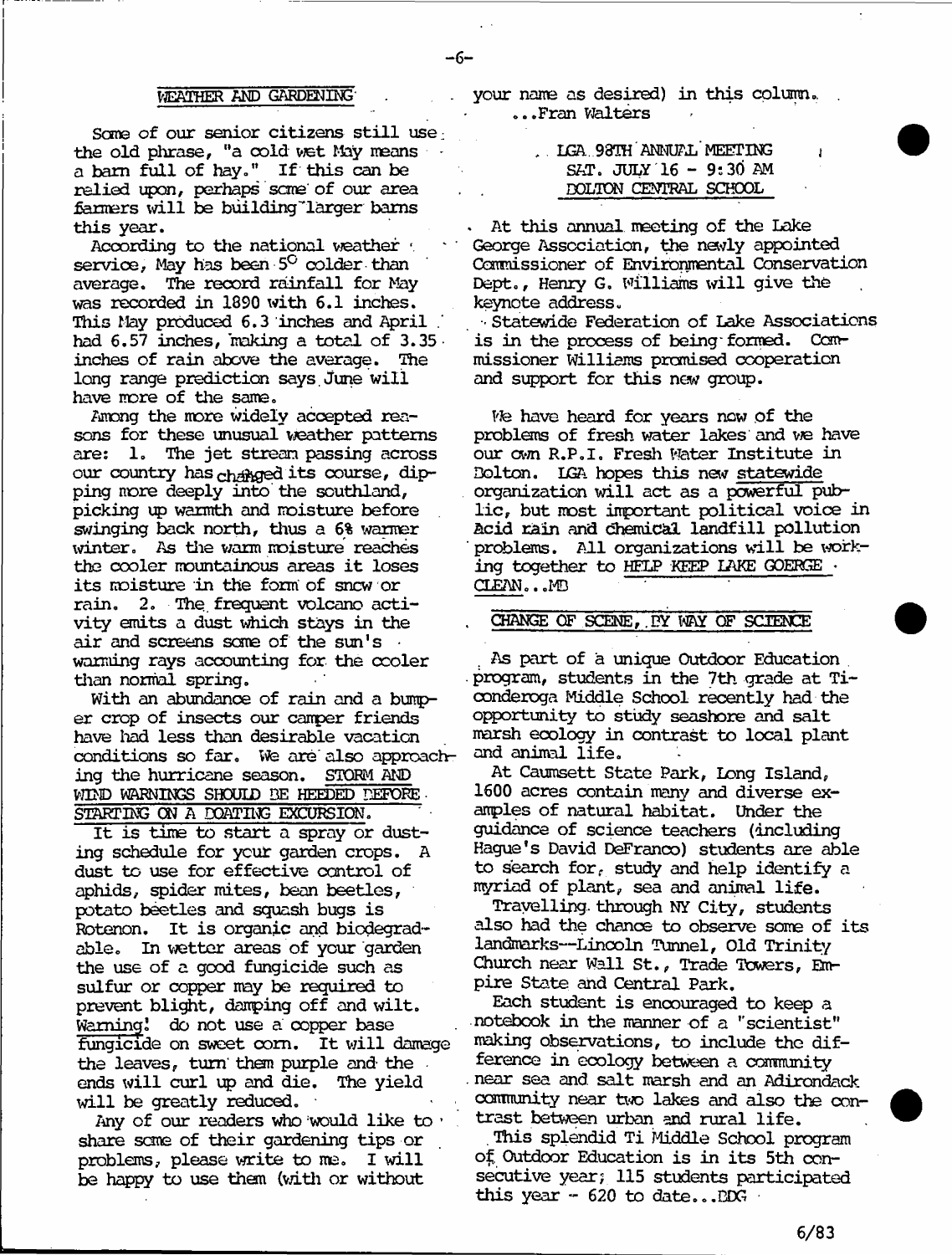## WEATHER AND GARDENING

Some of our senior citizens still use the old phrase, "a cold wet May means a barn full of hay." If this can be relied upon, perhaps some of our area farmers will be building larger barns this year.

According to the national weather service, May has been 5° colder than average. The record rainfall for May was recorded in 1890 with 6.1 inches. This May produced 6.3 inches and April had 6.57 inches, making a total of 3.35 inches of rain above the average. The long range prediction says June will have more of the same.

Among the more widely accepted reasons for these unusual weather patterns are: 1. The jet stream passing across our country has changed its course, dipping more deeply into the southland, picking up warmth and moisture before swinging back north, thus a 6% warmer winter. As the warm moisture reaches the cooler mountainous areas it loses its moisture in the form of snow or rain. 2. The frequent volcano activity emits a dust which stays in the air and screens some of the sun's warming rays accounting for the cooler than normal spring.

With an abundance of rain and a bumper crop of insects our camper friends have had less than desirable vacation conditions so far. We are also approaching the hurricane season. STORM AND WIND WARNINGS SHOULD BE HEEDED BEFORE STARTING ON A BOATING EXCURSION.

It is time to start a spray or dusting schedule for your garden crops. A dust to use for effective control of aphids, spider mites, bean beetles, potato beetles and squash bugs is Rotenon. It is organic and biodegradable. In wetter areas of your garden the use of a good fungicide such as sulfur or copper may be required to prevent blight, damping off and wilt. Warning! do not use a copper base fungicide on sweet corn. It will damage the leaves, turn them purple and the ends will curl up and die. The yield will be greatly reduced.

Any of our readers who would like to share some of their gardening tips or problems, please write to me. I will be happy to use them (with or without your name as desired) in this column.

...Fran Walters

## LGA 98TH ANNUAL MEETING
### SAT. JULY 16 - 9:30 AM
### BOLTON CENTRAL SCHOOL

At this annual meeting of the Lake George Association, the newly appointed Commissioner of Environmental Conservation Dept., Henry G. Williams will give the keynote address.

Statewide Federation of Lake Associations is in the process of being formed. Commissioner Williams promised cooperation and support for this new group.

We have heard for years now of the problems of fresh water lakes and we have our own R.P.I. Fresh Water Institute in Bolton. LGA hopes this new statewide organization will act as a powerful public, but most important political voice in Acid rain and chemical landfill pollution problems. All organizations will be working together to HELP KEEP LAKE GOERGE CLEAN...MB

## CHANGE OF SCENE, BY WAY OF SCIENCE

As part of a unique Outdoor Education program, students in the 7th grade at Ticonderoga Middle School recently had the opportunity to study seashore and salt marsh ecology in contrast to local plant and animal life.

At Caumsett State Park, Long Island, 1600 acres contain many and diverse examples of natural habitat. Under the guidance of science teachers (including Hague's David DeFranco) students are able to search for, study and help identify a myriad of plant, sea and animal life.

Travelling through NY City, students also had the chance to observe some of its landmarks--Lincoln Tunnel, Old Trinity Church near Wall St., Trade Towers, Empire State and Central Park.

Each student is encouraged to keep a notebook in the manner of a "scientist" making observations, to include the difference in ecology between a community near sea and salt marsh and an Adirondack community near two lakes and also the contrast between urban and rural life.

This splendid Ti Middle School program of Outdoor Education is in its 5th consecutive year; 115 students participated this year - 620 to date...DDG

6/83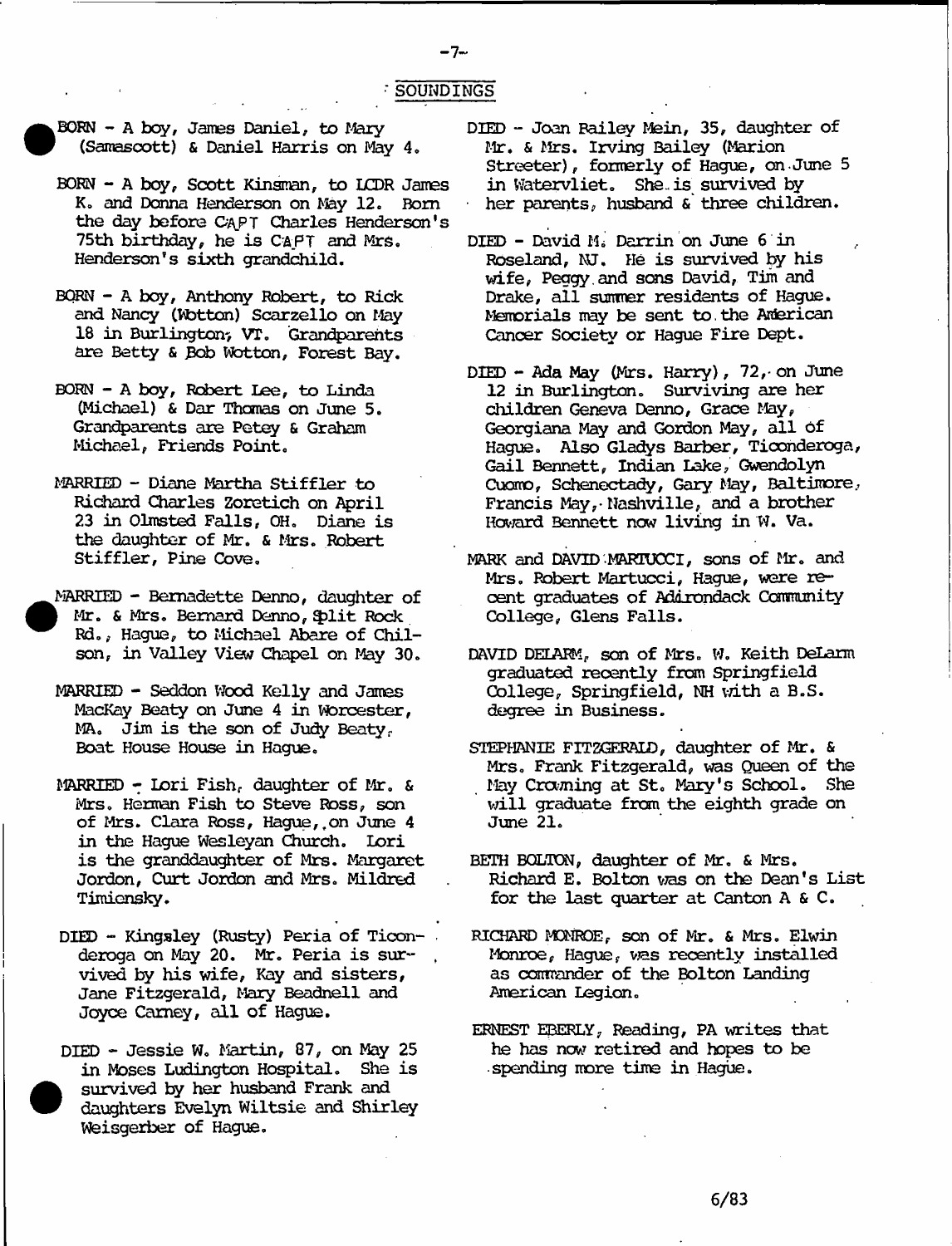## SOUNDINGS

BORN - A boy, James Daniel, to Mary (Samascott) & Daniel Harris on May 4.

BORN - A boy, Scott Kinsman, to LCDR James K. and Donna Henderson on May 12. Born the day before CAPT Charles Henderson's 75th birthday, he is CAPT and Mrs. Henderson's sixth grandchild.

BORN - A boy, Anthony Robert, to Rick and Nancy (Wotton) Scarzello on May 18 in Burlington, VT. Grandparents are Betty & Bob Wotton, Forest Bay.

BORN - A boy, Robert Lee, to Linda (Michael) & Dar Thomas on June 5. Grandparents are Petey & Graham Michael, Friends Point.

MARRIED - Diane Martha Stiffler to Richard Charles Zoretich on April 23 in Olmsted Falls, OH. Diane is the daughter of Mr. & Mrs. Robert Stiffler, Pine Cove.

MARRIED - Bernadette Denno, daughter of Mr. & Mrs. Bernard Denno, Split Rock Rd., Hague, to Michael Abare of Chilson, in Valley View Chapel on May 30.

MARRIED - Seddon Wood Kelly and James MacKay Beaty on June 4 in Worcester, MA. Jim is the son of Judy Beaty, Boat House House in Hague.

MARRIED - Lori Fish, daughter of Mr. & Mrs. Herman Fish to Steve Ross, son of Mrs. Clara Ross, Hague, on June 4 in the Hague Wesleyan Church. Lori is the granddaughter of Mrs. Margaret Jordon, Curt Jordon and Mrs. Mildred Timiensky.

DIED - Kingsley (Rusty) Peria of Ticonderoga on May 20. Mr. Peria is survived by his wife, Kay and sisters, Jane Fitzgerald, Mary Beadnell and Joyce Carney, all of Hague.

DIED - Jessie W. Martin, 87, on May 25 in Moses Ludington Hospital. She is survived by her husband Frank and daughters Evelyn Wiltsie and Shirley Weisgerber of Hague.

DIED - Joan Bailey Mein, 35, daughter of Mr. & Mrs. Irving Bailey (Marion Streeter), formerly of Hague, on June 5 in Watervliet. She is survived by her parents, husband & three children.

DIED - David M. Darrin on June 6 in Roseland, NJ. He is survived by his wife, Peggy and sons David, Tim and Drake, all summer residents of Hague. Memorials may be sent to the American Cancer Society or Hague Fire Dept.

DIED - Ada May (Mrs. Harry), 72, on June 12 in Burlington. Surviving are her children Geneva Denno, Grace May, Georgiana May and Gordon May, all of Hague. Also Gladys Barber, Ticonderoga, Gail Bennett, Indian Lake, Gwendolyn Cuomo, Schenectady, Gary May, Baltimore, Francis May, Nashville, and a brother Howard Bennett now living in W. Va.

MARK and DAVID MARTUCCI, sons of Mr. and Mrs. Robert Martucci, Hague, were recent graduates of Adirondack Community College, Glens Falls.

DAVID DELARM, son of Mrs. W. Keith DeLarm graduated recently from Springfield College, Springfield, NH with a B.S. degree in Business.

STEPHANIE FITZGERALD, daughter of Mr. & Mrs. Frank Fitzgerald, was Queen of the May Crowning at St. Mary's School. She will graduate from the eighth grade on June 21.

BETH BOLTON, daughter of Mr. & Mrs. Richard E. Bolton was on the Dean's List for the last quarter at Canton A & C.

RICHARD MONROE, son of Mr. & Mrs. Elwin Monroe, Hague, was recently installed as commander of the Bolton Landing American Legion.

ERNEST EBERLY, Reading, PA writes that he has now retired and hopes to be spending more time in Hague.

6/83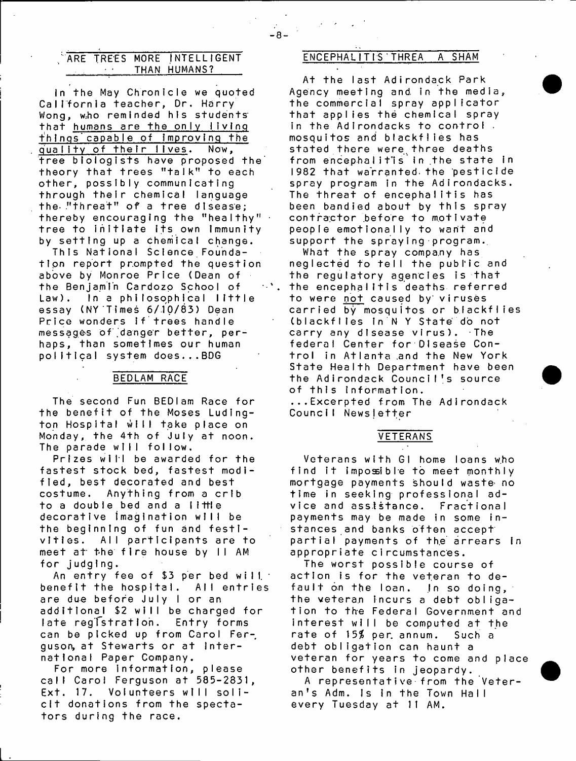## ARE TREES MORE INTELLIGENT THAN HUMANS?

In the May Chronicle we quoted California teacher, Dr. Harry Wong, who reminded his students that <u>humans are the only living things capable of improving the quality of their lives</u>. Now, tree biologists have proposed the theory that trees "talk" to each other, possibly communicating through their chemical language the "threat" of a tree disease; thereby encouraging the "healthy" tree to initiate its own immunity by setting up a chemical change.

This National Science Foundation report prompted the question above by Monroe Price (Dean of the Benjamin Cardozo School of Law). In a philosophical little essay (NY Times 6/10/83) Dean Price wonders if trees handle messages of danger better, perhaps, than sometimes our human political system does...BDG

## BEDLAM RACE

The second Fun BEDlam Race for the benefit of the Moses Ludington Hospital will take place on Monday, the 4th of July at noon. The parade will follow.

Prizes will be awarded for the fastest stock bed, fastest modified, best decorated and best costume. Anything from a crib to a double bed and a little decorative imagination will be the beginning of fun and festivities. All participants are to meet at the fire house by 11 AM for judging.

An entry fee of $3 per bed will benefit the hospital. All entries are due before July 1 or an additional $2 will be charged for late registration. Entry forms can be picked up from Carol Ferguson, at Stewarts or at International Paper Company.

For more information, please call Carol Ferguson at 585-2831, Ext. 17. Volunteers will solicit donations from the spectators during the race.

## ENCEPHALITIS THREA A SHAM

At the last Adirondack Park Agency meeting and in the media, the commercial spray applicator that applies the chemical spray in the Adirondacks to control mosquitos and blackflies has stated there were three deaths from encephalitis in the state in 1982 that warranted the pesticide spray program in the Adirondacks. The threat of encephalitis has been bandied about by this spray contractor before to motivate people emotionally to want and support the spraying program.

What the spray company has neglected to tell the public and the regulatory agencies is that the encephalitis deaths referred to were <u>not</u> caused by viruses carried by mosquitos or blackflies (blackflies in N Y State do not carry any disease virus). The federal Center for Disease Control in Atlanta and the New York State Health Department have been the Adirondack Council's source of this information.

...Excerpted from The Adirondack Council Newsletter

## VETERANS

Veterans with GI home loans who find it impossible to meet monthly mortgage payments should waste no time in seeking professional advice and assistance. Fractional payments may be made in some instances and banks often accept partial payments of the arrears in appropriate circumstances.

The worst possible course of action is for the veteran to default on the loan. In so doing, the veteran incurs a debt obligation to the Federal Government and interest will be computed at the rate of 15% per annum. Such a debt obligation can haunt a veteran for years to come and place other benefits in jeopardy.

A representative from the Veteran's Adm. is in the Town Hall every Tuesday at 11 AM.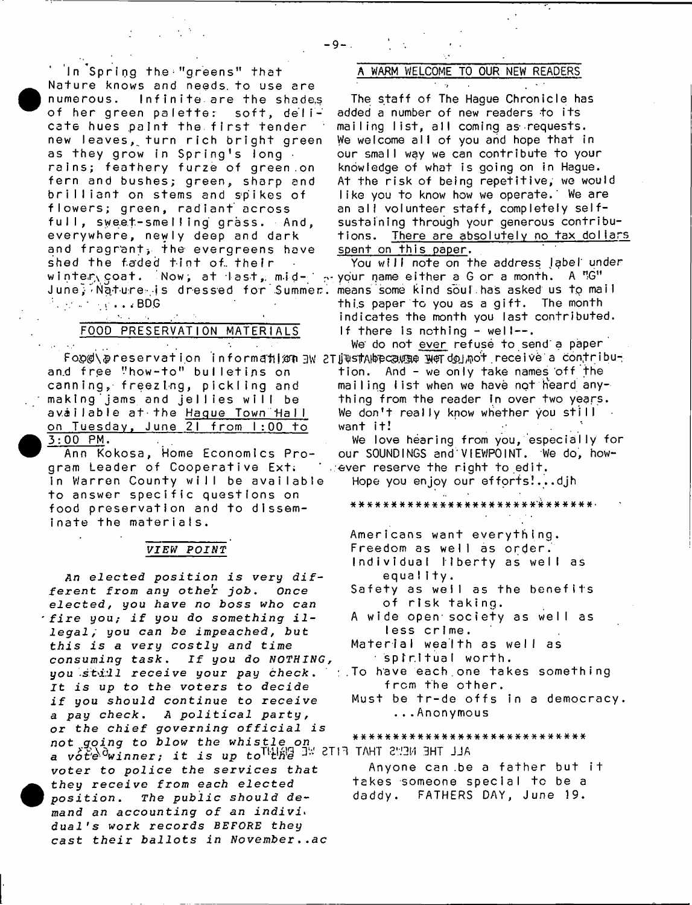In Spring the "greens" that Nature knows and needs to use are numerous. Infinite are the shades of her green palette: soft, delicate hues paint the first tender new leaves, turn rich bright green as they grow in Spring's long rains; feathery furze of green on fern and bushes; green, sharp and brilliant on stems and spikes of flowers; green, radiant across full, sweet-smelling grass. And, everywhere, newly deep and dark and fragrant, the evergreens have shed the faded tint of their winter coat. Now, at last, mid-June, Nature is dressed for Summer. ...BDG

## FOOD PRESERVATION MATERIALS

Food preservation information and free "how-to" bulletins on canning, freezing, pickling and making jams and jellies will be available at the Hague Town Hall on Tuesday, June 21 from 1:00 to 3:00 PM.

Ann Kokosa, Home Economics Program Leader of Cooperative Ext. in Warren County will be available to answer specific questions on food preservation and to disseminate the materials.

## VIEW POINT

*An elected position is very different from any other job. Once elected, you have no boss who can fire you; if you do something illegal, you can be impeached, but this is a very costly and time consuming task. If you do NOTHING, you still receive your pay check. It is up to the voters to decide if you should continue to receive a pay check. A political party, or the chief governing official is not going to blow the whistle on a vote winner; it is up to the voter to police the services that they receive from each elected position. The public should demand an accounting of an individual's work records BEFORE they cast their ballots in November..ac*

## A WARM WELCOME TO OUR NEW READERS

The staff of The Hague Chronicle has added a number of new readers to its mailing list, all coming as requests. We welcome all of you and hope that in our small way we can contribute to your knowledge of what is going on in Hague. At the risk of being repetitive, we would like you to know how we operate. We are an all volunteer staff, completely self-sustaining through your generous contributions. There are absolutely no tax dollars spent on this paper.

You will note on the address label under your name either a G or a month. A "G" means some kind soul has asked us to mail this paper to you as a gift. The month indicates the month you last contributed. If there is nothing - well--.

We do not ever refuse to send a paper just because we do not receive a contribution. And - we only take names off the mailing list when we have not heard anything from the reader in over two years. We don't really know whether you still want it!

We love hearing from you, especially for our SOUNDINGS and VIEWPOINT. We do, however reserve the right to edit.

Hope you enjoy our efforts!...djh

******************************

Americans want everything.
Freedom as well as order.
Individual liberty as well as equality.
Safety as well as the benefits of risk taking.
A wide open society as well as less crime.
Material wealth as well as spiritual worth.
To have each one takes something from the other.
Must be tr-de offs in a democracy.
...Anonymous

******************************

ALL THE NEWS THAT FITS WE PRINT

Anyone can be a father but it takes someone special to be a daddy. FATHERS DAY, June 19.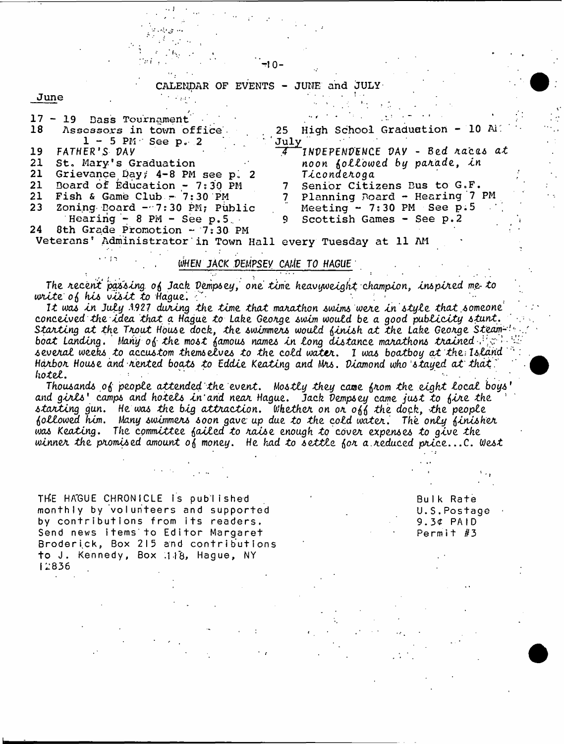## CALENDAR OF EVENTS - JUNE and JULY

**June**

17 - 19 Bass Tournament
18 Assessors in town office 1 - 5 PM See p. 2
19 FATHER'S DAY
21 St. Mary's Graduation
21 Grievance Day; 4-8 PM see p. 2
21 Board of Education - 7:30 PM
21 Fish & Game Club - 7:30 PM
23 Zoning Board - 7:30 PM; Public Hearing - 8 PM - See p.5
24 8th Grade Promotion - 7:30 PM
25 High School Graduation - 10 AM

**July**

4 INDEPENDENCE DAY - Bed races at noon followed by parade, in Ticonderoga
7 Senior Citizens Bus to G.F.
7 Planning Board - Hearing 7 PM Meeting - 7:30 PM See p.5
9 Scottish Games - See p.2

Veterans' Administrator in Town Hall every Tuesday at 11 AM

### WHEN JACK DEMPSEY CAME TO HAGUE

*The recent passing of Jack Dempsey, one time heavyweight champion, inspired me to write of his visit to Hague.*

*It was in July 1927 during the time that marathon swims were in style that someone conceived the idea that a Hague to Lake George swim would be a good publicity stunt. Starting at the Trout House dock, the swimmers would finish at the Lake George Steamboat Landing. Many of the most famous names in long distance marathons trained several weeks to accustom themselves to the cold water. I was boatboy at the Island Harbor House and rented boats to Eddie Keating and Mrs. Diamond who stayed at that hotel.*

*Thousands of people attended the event. Mostly they came from the eight local boys' and girls' camps and hotels in and near Hague. Jack Dempsey came just to fire the starting gun. He was the big attraction. Whether on or off the dock, the people followed him. Many swimmers soon gave up due to the cold water. The only finisher was Keating. The committee failed to raise enough to cover expenses to give the winner the promised amount of money. He had to settle for a reduced price...C. West*

THE HAGUE CHRONICLE is published monthly by volunteers and supported by contributions from its readers. Send news items to Editor Margaret Broderick, Box 215 and contributions to J. Kennedy, Box 118, Hague, NY 12836

Bulk Rate
U.S.Postage
9.3¢ PAID
Permit #3